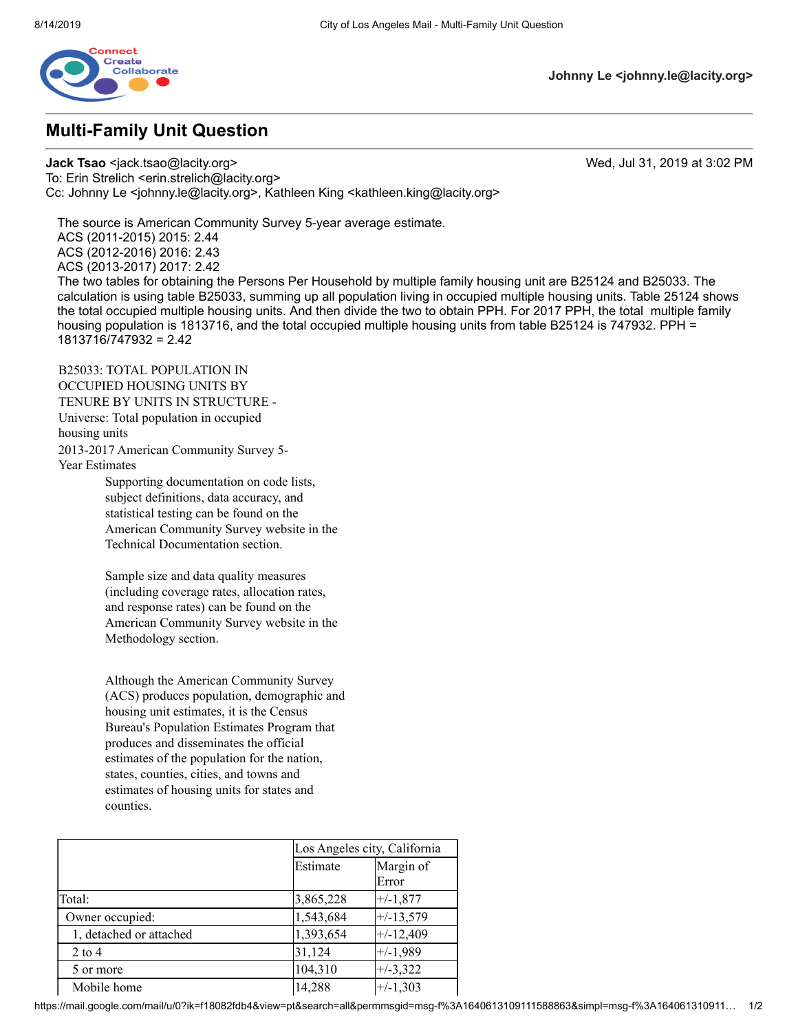Johnny Le <johnny.le@lacity.org>

# Multi-Family Unit Question

**Jack Tsao** <jack.tsao@lacity.org> Wed, Jul 31, 2019 at 3:02 PM
To: Erin Strelich <erin.strelich@lacity.org>
Cc: Johnny Le <johnny.le@lacity.org>, Kathleen King <kathleen.king@lacity.org>

The source is American Community Survey 5-year average estimate.
ACS (2011-2015) 2015: 2.44
ACS (2012-2016) 2016: 2.43
ACS (2013-2017) 2017: 2.42
The two tables for obtaining the Persons Per Household by multiple family housing unit are B25124 and B25033. The calculation is using table B25033, summing up all population living in occupied multiple housing units. Table 25124 shows the total occupied multiple housing units. And then divide the two to obtain PPH. For 2017 PPH, the total multiple family housing population is 1813716, and the total occupied multiple housing units from table B25124 is 747932. PPH = 1813716/747932 = 2.42

B25033: TOTAL POPULATION IN OCCUPIED HOUSING UNITS BY TENURE BY UNITS IN STRUCTURE - Universe: Total population in occupied housing units
2013-2017 American Community Survey 5-Year Estimates

Supporting documentation on code lists, subject definitions, data accuracy, and statistical testing can be found on the American Community Survey website in the Technical Documentation section.

Sample size and data quality measures (including coverage rates, allocation rates, and response rates) can be found on the American Community Survey website in the Methodology section.

Although the American Community Survey (ACS) produces population, demographic and housing unit estimates, it is the Census Bureau's Population Estimates Program that produces and disseminates the official estimates of the population for the nation, states, counties, cities, and towns and estimates of housing units for states and counties.

| | Los Angeles city, California | |
|---|---|---|
| | Estimate | Margin of Error |
| Total: | 3,865,228 | +/-1,877 |
| Owner occupied: | 1,543,684 | +/-13,579 |
| 1, detached or attached | 1,393,654 | +/-12,409 |
| 2 to 4 | 31,124 | +/-1,989 |
| 5 or more | 104,310 | +/-3,322 |
| Mobile home | 14,288 | +/-1,303 |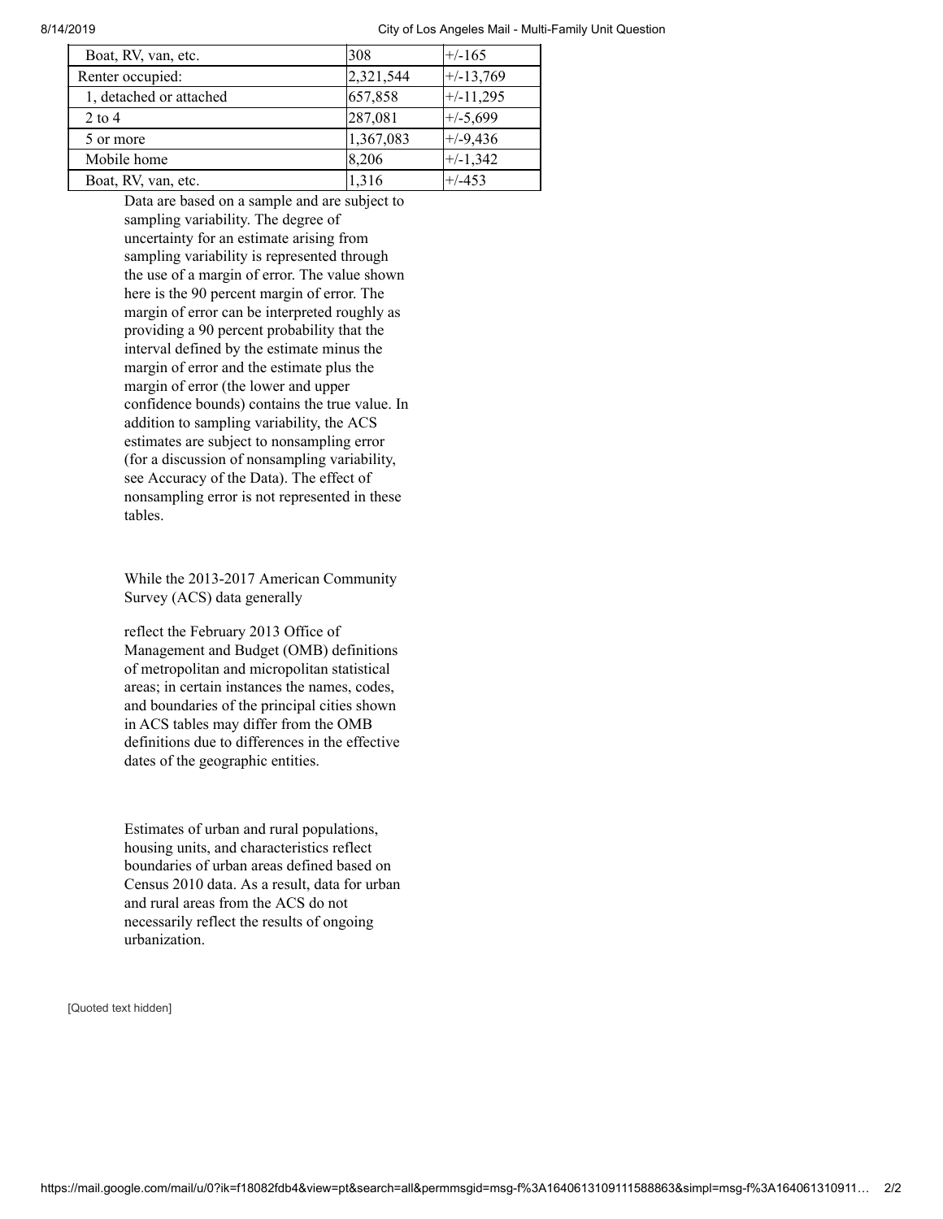| | | |
|---|---|---|
| Boat, RV, van, etc. | 308 | +/-165 |
| Renter occupied: | 2,321,544 | +/-13,769 |
| 1, detached or attached | 657,858 | +/-11,295 |
| 2 to 4 | 287,081 | +/-5,699 |
| 5 or more | 1,367,083 | +/-9,436 |
| Mobile home | 8,206 | +/-1,342 |
| Boat, RV, van, etc. | 1,316 | +/-453 |

Data are based on a sample and are subject to sampling variability. The degree of uncertainty for an estimate arising from sampling variability is represented through the use of a margin of error. The value shown here is the 90 percent margin of error. The margin of error can be interpreted roughly as providing a 90 percent probability that the interval defined by the estimate minus the margin of error and the estimate plus the margin of error (the lower and upper confidence bounds) contains the true value. In addition to sampling variability, the ACS estimates are subject to nonsampling error (for a discussion of nonsampling variability, see Accuracy of the Data). The effect of nonsampling error is not represented in these tables.

While the 2013-2017 American Community Survey (ACS) data generally

reflect the February 2013 Office of Management and Budget (OMB) definitions of metropolitan and micropolitan statistical areas; in certain instances the names, codes, and boundaries of the principal cities shown in ACS tables may differ from the OMB definitions due to differences in the effective dates of the geographic entities.

Estimates of urban and rural populations, housing units, and characteristics reflect boundaries of urban areas defined based on Census 2010 data. As a result, data for urban and rural areas from the ACS do not necessarily reflect the results of ongoing urbanization.

[Quoted text hidden]